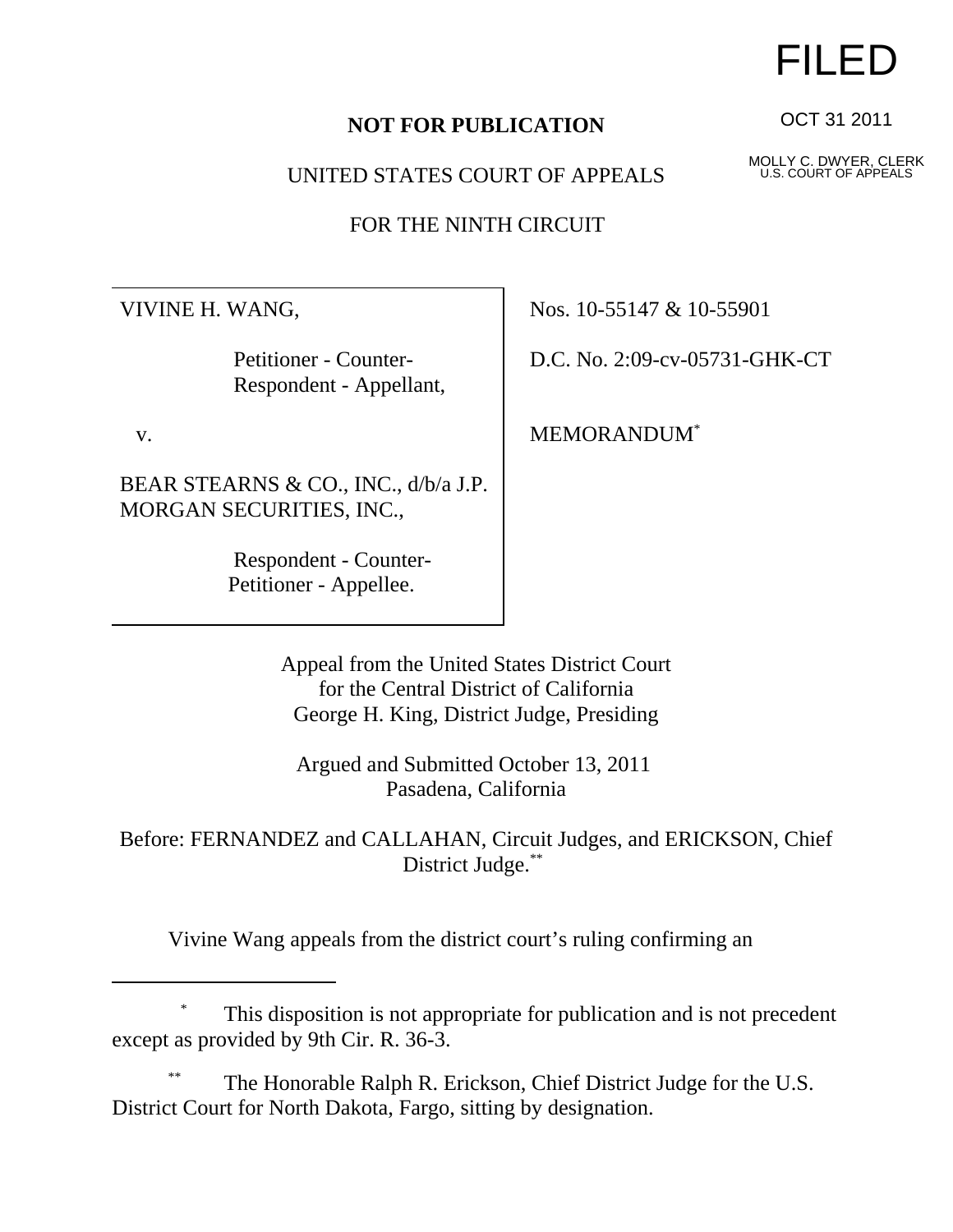FILED

OCT 31 2011

MOLLY C. DWYER, CLERK
U.S. COURT OF APPEALS

**NOT FOR PUBLICATION**

UNITED STATES COURT OF APPEALS

FOR THE NINTH CIRCUIT

| | |
|---|---|
| VIVINE H. WANG,<br><br>Petitioner - Counter-Respondent - Appellant,<br><br>v.<br><br>BEAR STEARNS & CO., INC., d/b/a J.P. MORGAN SECURITIES, INC.,<br><br>Respondent - Counter-Petitioner - Appellee. | Nos. 10-55147 & 10-55901<br><br>D.C. No. 2:09-cv-05731-GHK-CT<br><br>MEMORANDUM[*] |

Appeal from the United States District Court
for the Central District of California
George H. King, District Judge, Presiding

Argued and Submitted October 13, 2011
Pasadena, California

Before: FERNANDEZ and CALLAHAN, Circuit Judges, and ERICKSON, Chief District Judge.[**]

Vivine Wang appeals from the district court's ruling confirming an

[*] This disposition is not appropriate for publication and is not precedent except as provided by 9th Cir. R. 36-3.

[**] The Honorable Ralph R. Erickson, Chief District Judge for the U.S. District Court for North Dakota, Fargo, sitting by designation.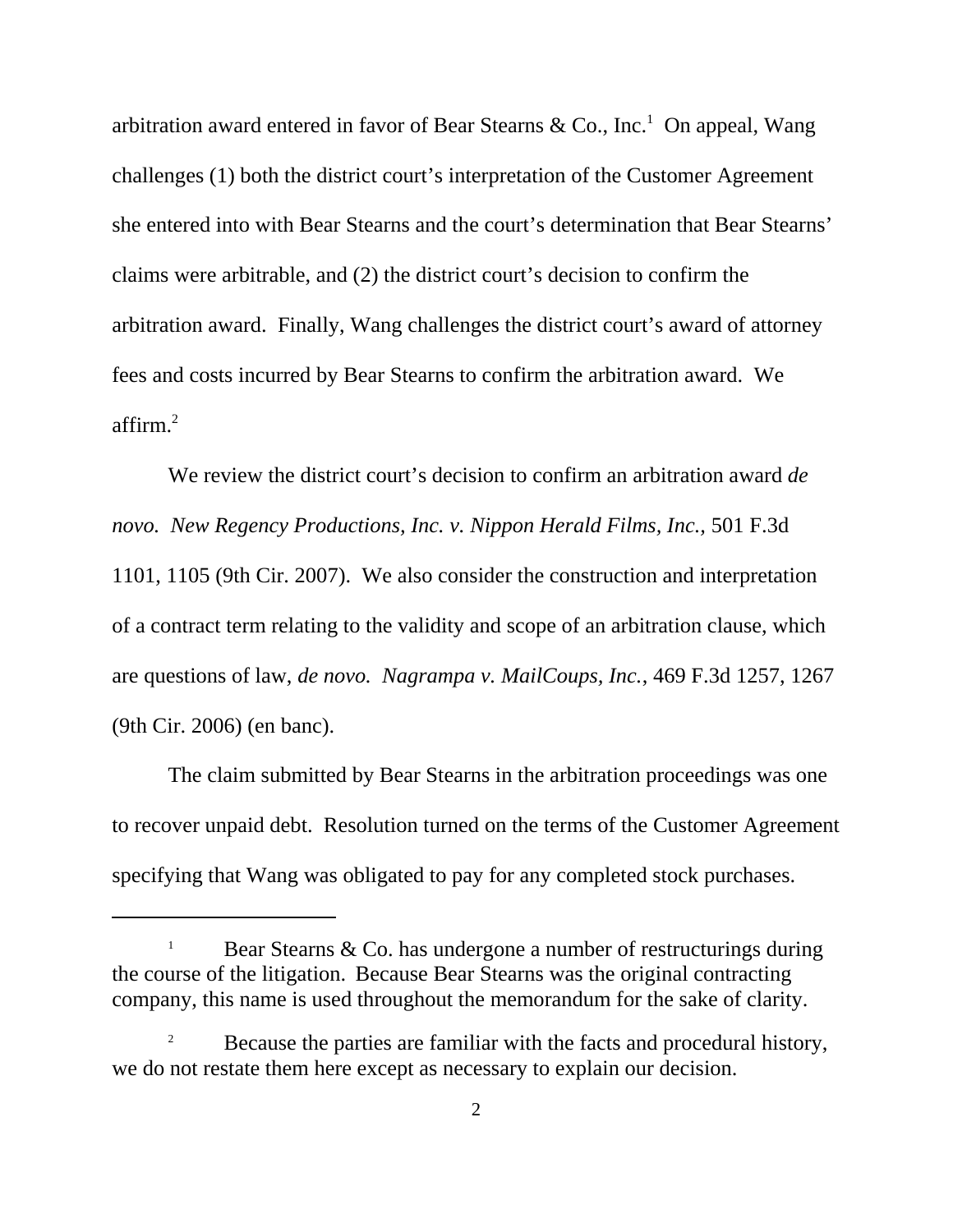arbitration award entered in favor of Bear Stearns & Co., Inc.[1] On appeal, Wang challenges (1) both the district court's interpretation of the Customer Agreement she entered into with Bear Stearns and the court's determination that Bear Stearns' claims were arbitrable, and (2) the district court's decision to confirm the arbitration award. Finally, Wang challenges the district court's award of attorney fees and costs incurred by Bear Stearns to confirm the arbitration award. We affirm.[2]

We review the district court's decision to confirm an arbitration award *de novo*. *New Regency Productions, Inc. v. Nippon Herald Films, Inc.*, 501 F.3d 1101, 1105 (9th Cir. 2007). We also consider the construction and interpretation of a contract term relating to the validity and scope of an arbitration clause, which are questions of law, *de novo*. *Nagrampa v. MailCoups, Inc.*, 469 F.3d 1257, 1267 (9th Cir. 2006) (en banc).

The claim submitted by Bear Stearns in the arbitration proceedings was one to recover unpaid debt. Resolution turned on the terms of the Customer Agreement specifying that Wang was obligated to pay for any completed stock purchases.

---

[1] Bear Stearns & Co. has undergone a number of restructurings during the course of the litigation. Because Bear Stearns was the original contracting company, this name is used throughout the memorandum for the sake of clarity.

[2] Because the parties are familiar with the facts and procedural history, we do not restate them here except as necessary to explain our decision.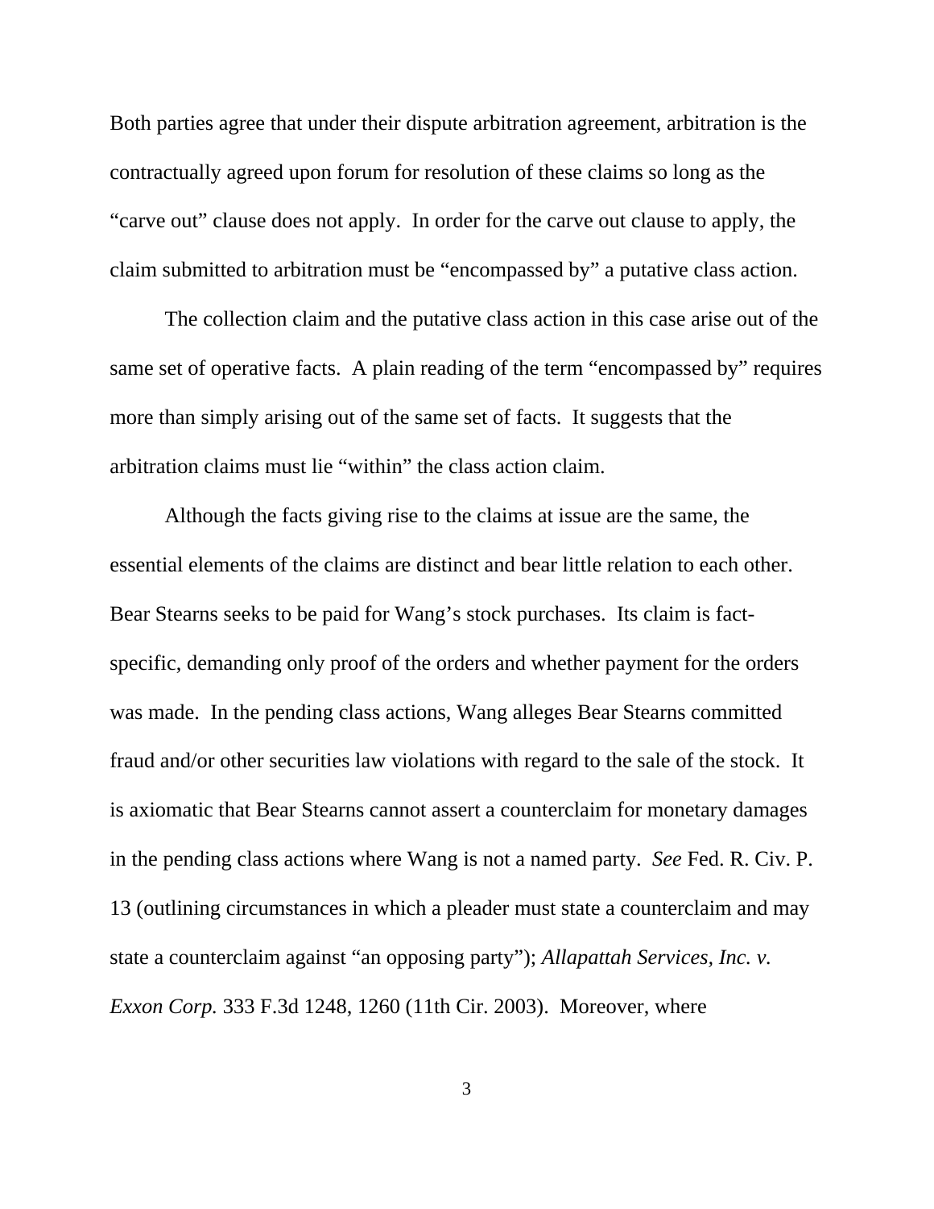Both parties agree that under their dispute arbitration agreement, arbitration is the contractually agreed upon forum for resolution of these claims so long as the "carve out" clause does not apply. In order for the carve out clause to apply, the claim submitted to arbitration must be "encompassed by" a putative class action.

The collection claim and the putative class action in this case arise out of the same set of operative facts. A plain reading of the term "encompassed by" requires more than simply arising out of the same set of facts. It suggests that the arbitration claims must lie "within" the class action claim.

Although the facts giving rise to the claims at issue are the same, the essential elements of the claims are distinct and bear little relation to each other. Bear Stearns seeks to be paid for Wang's stock purchases. Its claim is fact-specific, demanding only proof of the orders and whether payment for the orders was made. In the pending class actions, Wang alleges Bear Stearns committed fraud and/or other securities law violations with regard to the sale of the stock. It is axiomatic that Bear Stearns cannot assert a counterclaim for monetary damages in the pending class actions where Wang is not a named party. *See* Fed. R. Civ. P. 13 (outlining circumstances in which a pleader must state a counterclaim and may state a counterclaim against "an opposing party"); *Allapattah Services, Inc. v. Exxon Corp.* 333 F.3d 1248, 1260 (11th Cir. 2003). Moreover, where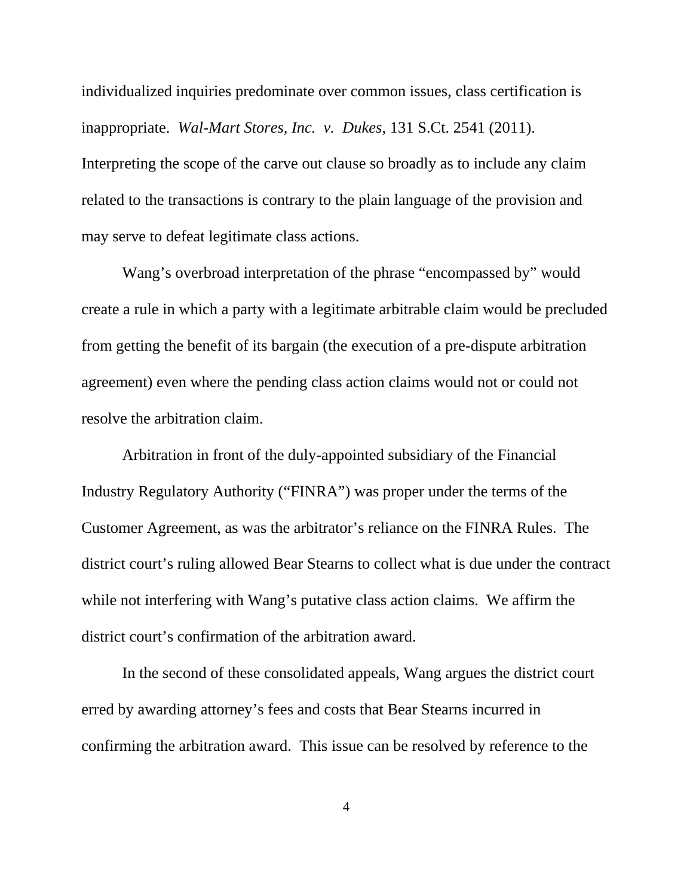individualized inquiries predominate over common issues, class certification is inappropriate. *Wal-Mart Stores, Inc. v. Dukes*, 131 S.Ct. 2541 (2011). Interpreting the scope of the carve out clause so broadly as to include any claim related to the transactions is contrary to the plain language of the provision and may serve to defeat legitimate class actions.

Wang's overbroad interpretation of the phrase "encompassed by" would create a rule in which a party with a legitimate arbitrable claim would be precluded from getting the benefit of its bargain (the execution of a pre-dispute arbitration agreement) even where the pending class action claims would not or could not resolve the arbitration claim.

Arbitration in front of the duly-appointed subsidiary of the Financial Industry Regulatory Authority ("FINRA") was proper under the terms of the Customer Agreement, as was the arbitrator's reliance on the FINRA Rules. The district court's ruling allowed Bear Stearns to collect what is due under the contract while not interfering with Wang's putative class action claims. We affirm the district court's confirmation of the arbitration award.

In the second of these consolidated appeals, Wang argues the district court erred by awarding attorney's fees and costs that Bear Stearns incurred in confirming the arbitration award. This issue can be resolved by reference to the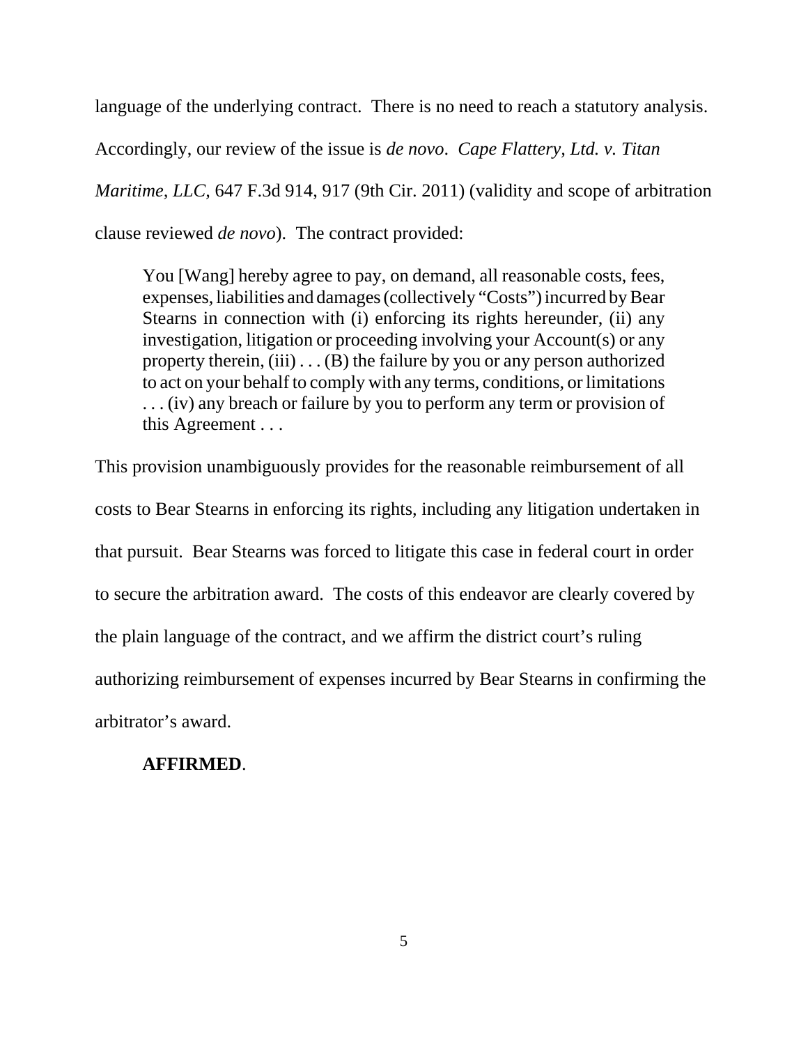language of the underlying contract. There is no need to reach a statutory analysis. Accordingly, our review of the issue is *de novo*. *Cape Flattery, Ltd. v. Titan Maritime, LLC*, 647 F.3d 914, 917 (9th Cir. 2011) (validity and scope of arbitration clause reviewed *de novo*). The contract provided:

> You [Wang] hereby agree to pay, on demand, all reasonable costs, fees, expenses, liabilities and damages (collectively "Costs") incurred by Bear Stearns in connection with (i) enforcing its rights hereunder, (ii) any investigation, litigation or proceeding involving your Account(s) or any property therein, (iii) . . . (B) the failure by you or any person authorized to act on your behalf to comply with any terms, conditions, or limitations . . . (iv) any breach or failure by you to perform any term or provision of this Agreement . . .

This provision unambiguously provides for the reasonable reimbursement of all costs to Bear Stearns in enforcing its rights, including any litigation undertaken in that pursuit. Bear Stearns was forced to litigate this case in federal court in order to secure the arbitration award. The costs of this endeavor are clearly covered by the plain language of the contract, and we affirm the district court's ruling authorizing reimbursement of expenses incurred by Bear Stearns in confirming the arbitrator's award.

**AFFIRMED**.